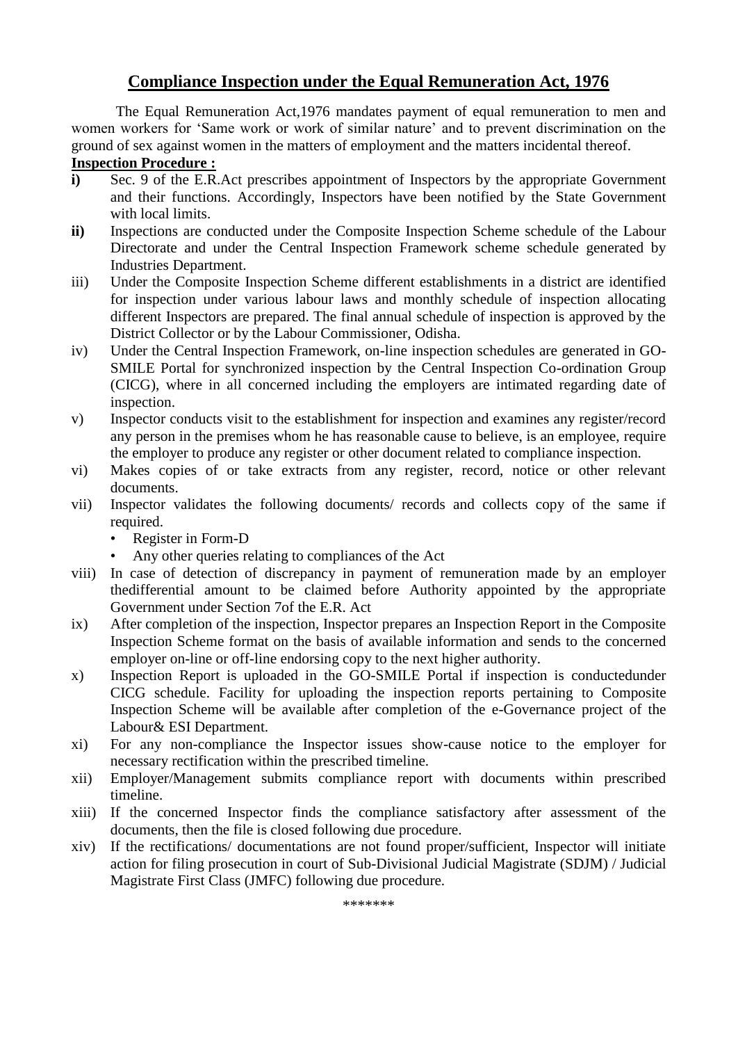# Compliance Inspection under the Equal Remuneration Act, 1976

The Equal Remuneration Act,1976 mandates payment of equal remuneration to men and women workers for 'Same work or work of similar nature' and to prevent discrimination on the ground of sex against women in the matters of employment and the matters incidental thereof.

**Inspection Procedure :**

**i)** Sec. 9 of the E.R.Act prescribes appointment of Inspectors by the appropriate Government and their functions. Accordingly, Inspectors have been notified by the State Government with local limits.

**ii)** Inspections are conducted under the Composite Inspection Scheme schedule of the Labour Directorate and under the Central Inspection Framework scheme schedule generated by Industries Department.

iii) Under the Composite Inspection Scheme different establishments in a district are identified for inspection under various labour laws and monthly schedule of inspection allocating different Inspectors are prepared. The final annual schedule of inspection is approved by the District Collector or by the Labour Commissioner, Odisha.

iv) Under the Central Inspection Framework, on-line inspection schedules are generated in GO-SMILE Portal for synchronized inspection by the Central Inspection Co-ordination Group (CICG), where in all concerned including the employers are intimated regarding date of inspection.

v) Inspector conducts visit to the establishment for inspection and examines any register/record any person in the premises whom he has reasonable cause to believe, is an employee, require the employer to produce any register or other document related to compliance inspection.

vi) Makes copies of or take extracts from any register, record, notice or other relevant documents.

vii) Inspector validates the following documents/ records and collects copy of the same if required.
   - Register in Form-D
   - Any other queries relating to compliances of the Act

viii) In case of detection of discrepancy in payment of remuneration made by an employer thedifferential amount to be claimed before Authority appointed by the appropriate Government under Section 7of the E.R. Act

ix) After completion of the inspection, Inspector prepares an Inspection Report in the Composite Inspection Scheme format on the basis of available information and sends to the concerned employer on-line or off-line endorsing copy to the next higher authority.

x) Inspection Report is uploaded in the GO-SMILE Portal if inspection is conductedunder CICG schedule. Facility for uploading the inspection reports pertaining to Composite Inspection Scheme will be available after completion of the e-Governance project of the Labour& ESI Department.

xi) For any non-compliance the Inspector issues show-cause notice to the employer for necessary rectification within the prescribed timeline.

xii) Employer/Management submits compliance report with documents within prescribed timeline.

xiii) If the concerned Inspector finds the compliance satisfactory after assessment of the documents, then the file is closed following due procedure.

xiv) If the rectifications/ documentations are not found proper/sufficient, Inspector will initiate action for filing prosecution in court of Sub-Divisional Judicial Magistrate (SDJM) / Judicial Magistrate First Class (JMFC) following due procedure.

*******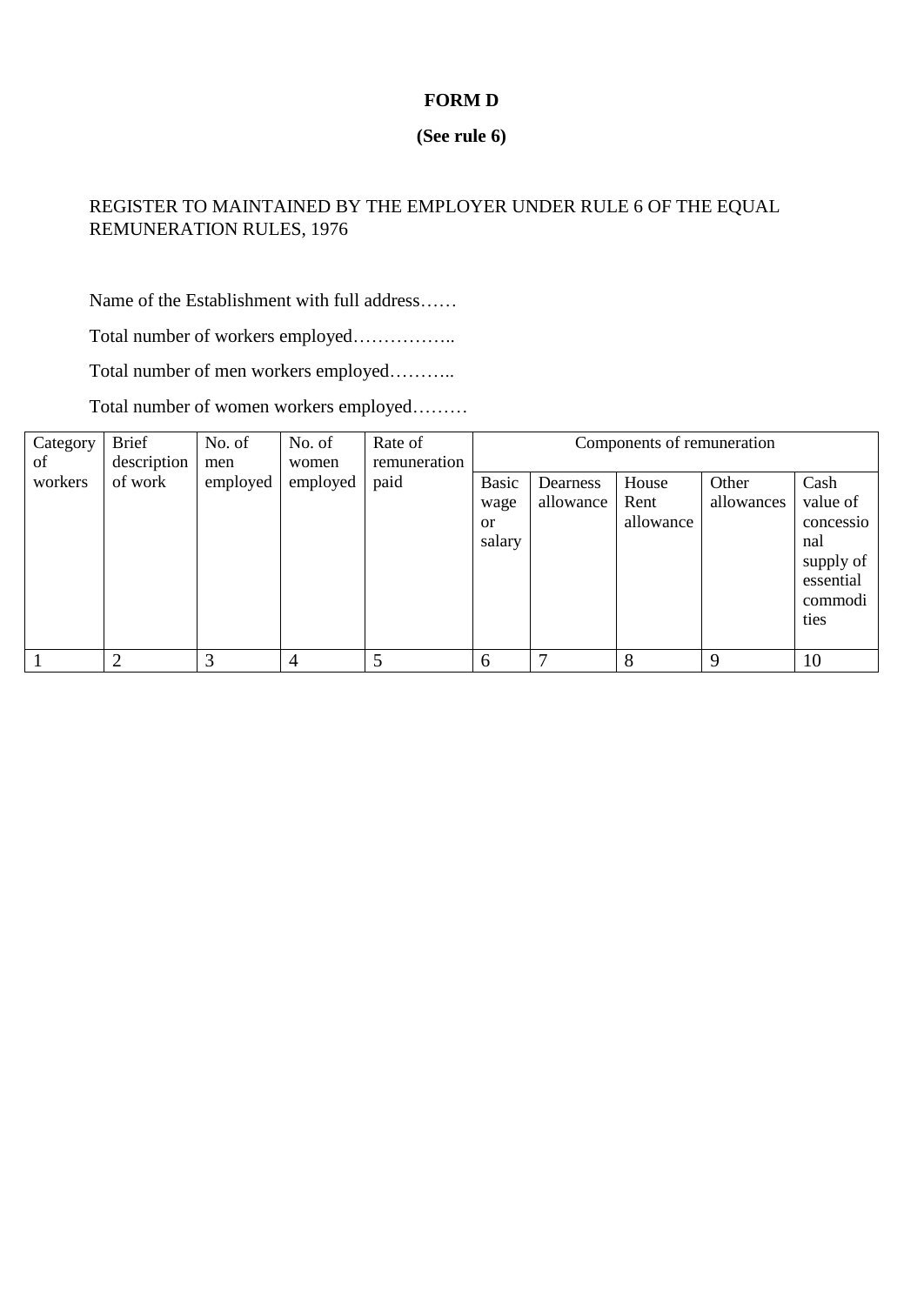**FORM D**

**(See rule 6)**

REGISTER TO MAINTAINED BY THE EMPLOYER UNDER RULE 6 OF THE EQUAL REMUNERATION RULES, 1976

Name of the Establishment with full address……

Total number of workers employed……………..

Total number of men workers employed………..

Total number of women workers employed………

| Category of workers | Brief description of work | No. of men employed | No. of women employed | Rate of remuneration paid | Components of remuneration | | | | |
|---|---|---|---|---|---|---|---|---|---|
| | | | | | Basic wage or salary | Dearness allowance | House Rent allowance | Other allowances | Cash value of concessional supply of essential commodities |
| 1 | 2 | 3 | 4 | 5 | 6 | 7 | 8 | 9 | 10 |